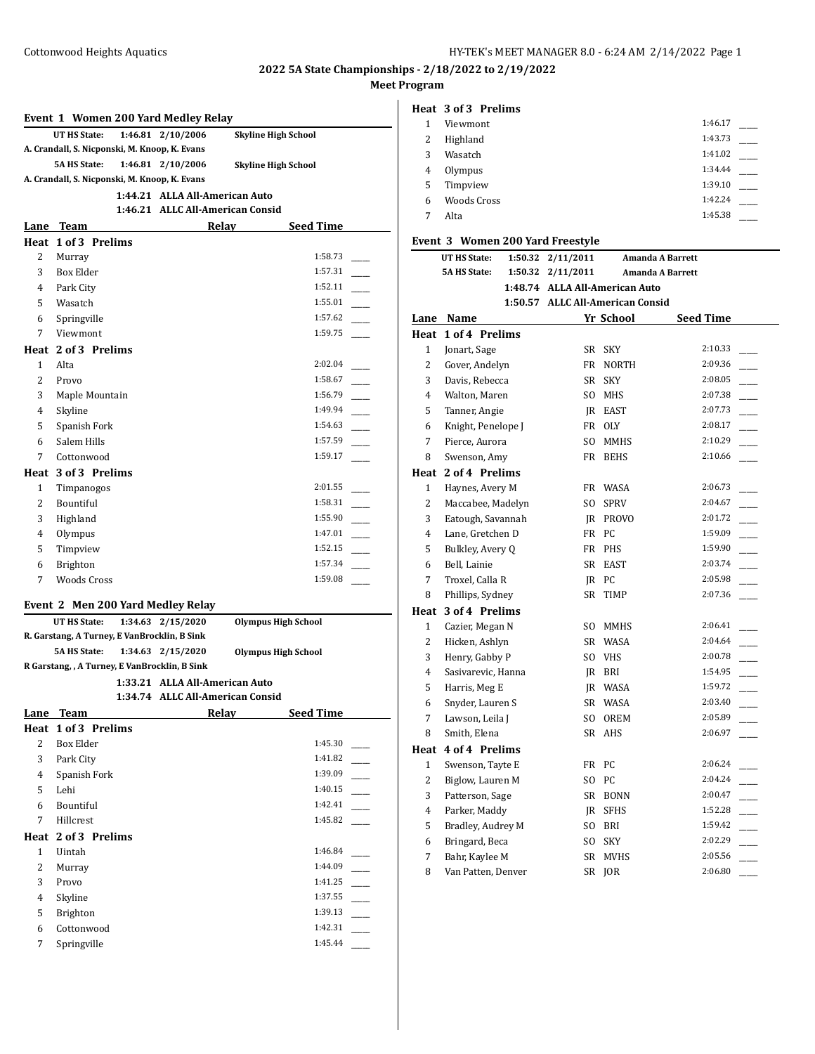## 2022 5A State Championships - 2/18/2022 to 2/19/2022

**Meet Program**

### Event 1 Women 200 Yard Medley Relay

**UT HS State:** 1:46.81 2/10/2006 **Skyline High School**
A. Crandall, S. Nicponski, M. Knoop, K. Evans

**5A HS State:** 1:46.81 2/10/2006 **Skyline High School**
A. Crandall, S. Nicponski, M. Knoop, K. Evans

**1:44.21 ALLA All-American Auto**
**1:46.21 ALLC All-American Consid**

| Lane | Team | Relay | Seed Time | |
|---|---|---|---|---|
| **Heat 1 of 3 Prelims** | | | | |
| 2 | Murray | | 1:58.73 | ____ |
| 3 | Box Elder | | 1:57.31 | ____ |
| 4 | Park City | | 1:52.11 | ____ |
| 5 | Wasatch | | 1:55.01 | ____ |
| 6 | Springville | | 1:57.62 | ____ |
| 7 | Viewmont | | 1:59.75 | ____ |
| **Heat 2 of 3 Prelims** | | | | |
| 1 | Alta | | 2:02.04 | ____ |
| 2 | Provo | | 1:58.67 | ____ |
| 3 | Maple Mountain | | 1:56.79 | ____ |
| 4 | Skyline | | 1:49.94 | ____ |
| 5 | Spanish Fork | | 1:54.63 | ____ |
| 6 | Salem Hills | | 1:57.59 | ____ |
| 7 | Cottonwood | | 1:59.17 | ____ |
| **Heat 3 of 3 Prelims** | | | | |
| 1 | Timpanogos | | 2:01.55 | ____ |
| 2 | Bountiful | | 1:58.31 | ____ |
| 3 | Highland | | 1:55.90 | ____ |
| 4 | Olympus | | 1:47.01 | ____ |
| 5 | Timpview | | 1:52.15 | ____ |
| 6 | Brighton | | 1:57.34 | ____ |
| 7 | Woods Cross | | 1:59.08 | ____ |

### Event 2 Men 200 Yard Medley Relay

**UT HS State:** 1:34.63 2/15/2020 **Olympus High School**
R. Garstang, A Turney, E VanBrocklin, B Sink

**5A HS State:** 1:34.63 2/15/2020 **Olympus High School**
R Garstang, , A Turney, E VanBrocklin, B Sink

**1:33.21 ALLA All-American Auto**
**1:34.74 ALLC All-American Consid**

| Lane | Team | Relay | Seed Time | |
|---|---|---|---|---|
| **Heat 1 of 3 Prelims** | | | | |
| 2 | Box Elder | | 1:45.30 | ____ |
| 3 | Park City | | 1:41.82 | ____ |
| 4 | Spanish Fork | | 1:39.09 | ____ |
| 5 | Lehi | | 1:40.15 | ____ |
| 6 | Bountiful | | 1:42.41 | ____ |
| 7 | Hillcrest | | 1:45.82 | ____ |
| **Heat 2 of 3 Prelims** | | | | |
| 1 | Uintah | | 1:46.84 | ____ |
| 2 | Murray | | 1:44.09 | ____ |
| 3 | Provo | | 1:41.25 | ____ |
| 4 | Skyline | | 1:37.55 | ____ |
| 5 | Brighton | | 1:39.13 | ____ |
| 6 | Cottonwood | | 1:42.31 | ____ |
| 7 | Springville | | 1:45.44 | ____ |
| **Heat 3 of 3 Prelims** | | | | |
| 1 | Viewmont | | 1:46.17 | ____ |
| 2 | Highland | | 1:43.73 | ____ |
| 3 | Wasatch | | 1:41.02 | ____ |
| 4 | Olympus | | 1:34.44 | ____ |
| 5 | Timpview | | 1:39.10 | ____ |
| 6 | Woods Cross | | 1:42.24 | ____ |
| 7 | Alta | | 1:45.38 | ____ |

### Event 3 Women 200 Yard Freestyle

**UT HS State:** 1:50.32 2/11/2011 **Amanda A Barrett**

**5A HS State:** 1:50.32 2/11/2011 **Amanda A Barrett**

**1:48.74 ALLA All-American Auto**
**1:50.57 ALLC All-American Consid**

| Lane | Name | Yr | School | Seed Time | |
|---|---|---|---|---|---|
| **Heat 1 of 4 Prelims** | | | | | |
| 1 | Jonart, Sage | SR | SKY | 2:10.33 | ____ |
| 2 | Gover, Andelyn | FR | NORTH | 2:09.36 | ____ |
| 3 | Davis, Rebecca | SR | SKY | 2:08.05 | ____ |
| 4 | Walton, Maren | SO | MHS | 2:07.38 | ____ |
| 5 | Tanner, Angie | JR | EAST | 2:07.73 | ____ |
| 6 | Knight, Penelope J | FR | OLY | 2:08.17 | ____ |
| 7 | Pierce, Aurora | SO | MMHS | 2:10.29 | ____ |
| 8 | Swenson, Amy | FR | BEHS | 2:10.66 | ____ |
| **Heat 2 of 4 Prelims** | | | | | |
| 1 | Haynes, Avery M | FR | WASA | 2:06.73 | ____ |
| 2 | Maccabee, Madelyn | SO | SPRV | 2:04.67 | ____ |
| 3 | Eatough, Savannah | JR | PROVO | 2:01.72 | ____ |
| 4 | Lane, Gretchen D | FR | PC | 1:59.09 | ____ |
| 5 | Bulkley, Avery Q | FR | PHS | 1:59.90 | ____ |
| 6 | Bell, Lainie | SR | EAST | 2:03.74 | ____ |
| 7 | Troxel, Calla R | JR | PC | 2:05.98 | ____ |
| 8 | Phillips, Sydney | SR | TIMP | 2:07.36 | ____ |
| **Heat 3 of 4 Prelims** | | | | | |
| 1 | Cazier, Megan N | SO | MMHS | 2:06.41 | ____ |
| 2 | Hicken, Ashlyn | SR | WASA | 2:04.64 | ____ |
| 3 | Henry, Gabby P | SO | VHS | 2:00.78 | ____ |
| 4 | Sasivarevic, Hanna | JR | BRI | 1:54.95 | ____ |
| 5 | Harris, Meg E | JR | WASA | 1:59.72 | ____ |
| 6 | Snyder, Lauren S | SR | WASA | 2:03.40 | ____ |
| 7 | Lawson, Leila J | SO | OREM | 2:05.89 | ____ |
| 8 | Smith, Elena | SR | AHS | 2:06.97 | ____ |
| **Heat 4 of 4 Prelims** | | | | | |
| 1 | Swenson, Tayte E | FR | PC | 2:06.24 | ____ |
| 2 | Biglow, Lauren M | SO | PC | 2:04.24 | ____ |
| 3 | Patterson, Sage | SR | BONN | 2:00.47 | ____ |
| 4 | Parker, Maddy | JR | SFHS | 1:52.28 | ____ |
| 5 | Bradley, Audrey M | SO | BRI | 1:59.42 | ____ |
| 6 | Bringard, Beca | SO | SKY | 2:02.29 | ____ |
| 7 | Bahr, Kaylee M | SR | MVHS | 2:05.56 | ____ |
| 8 | Van Patten, Denver | SR | JOR | 2:06.80 | ____ |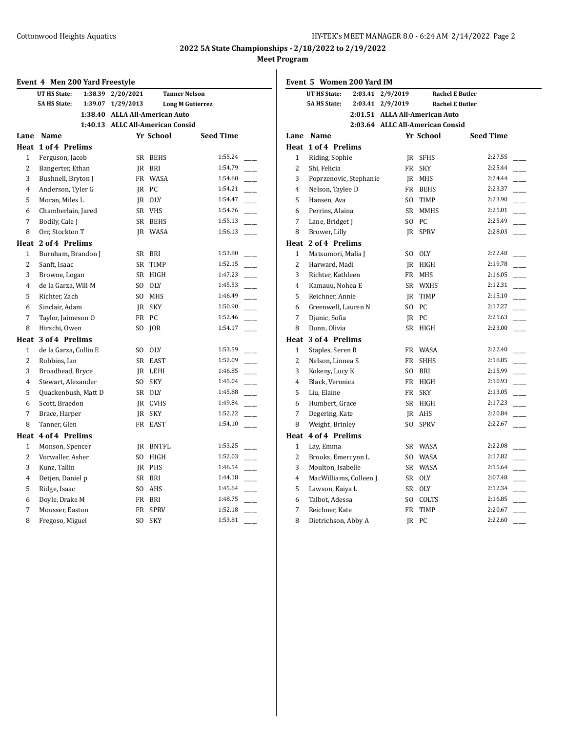## 2022 5A State Championships - 2/18/2022 to 2/19/2022

**Meet Program**

### Event 4 Men 200 Yard Freestyle

| | | | |
|---|---|---|---|
| UT HS State: | 1:38.39 | 2/20/2021 | Tanner Nelson |
| 5A HS State: | 1:39.07 | 1/29/2013 | Long M Gutierrez |
| | 1:38.40 | ALLA All-American Auto | |
| | 1:40.13 | ALLC All-American Consid | |

| Lane | Name | Yr | School | Seed Time | |
|---|---|---|---|---|---|
| **Heat 1 of 4 Prelims** | | | | | |
| 1 | Ferguson, Jacob | SR | BEHS | 1:55.24 | ____ |
| 2 | Bangerter, Ethan | JR | BRI | 1:54.79 | ____ |
| 3 | Bushnell, Bryton J | FR | WASA | 1:54.60 | ____ |
| 4 | Anderson, Tyler G | JR | PC | 1:54.21 | ____ |
| 5 | Moran, Miles L | JR | OLY | 1:54.47 | ____ |
| 6 | Chamberlain, Jared | SR | VHS | 1:54.76 | ____ |
| 7 | Bodily, Cale J | SR | BEHS | 1:55.13 | ____ |
| 8 | Orr, Stockton T | JR | WASA | 1:56.13 | ____ |
| **Heat 2 of 4 Prelims** | | | | | |
| 1 | Burnham, Brandon J | SR | BRI | 1:53.80 | ____ |
| 2 | Sanft, Isaac | SR | TIMP | 1:52.15 | ____ |
| 3 | Browne, Logan | SR | HIGH | 1:47.23 | ____ |
| 4 | de la Garza, Will M | SO | OLY | 1:45.53 | ____ |
| 5 | Richter, Zach | SO | MHS | 1:46.49 | ____ |
| 6 | Sinclair, Adam | JR | SKY | 1:50.90 | ____ |
| 7 | Taylor, Jaimeson O | FR | PC | 1:52.46 | ____ |
| 8 | Hirschi, Owen | SO | JOR | 1:54.17 | ____ |
| **Heat 3 of 4 Prelims** | | | | | |
| 1 | de la Garza, Collin E | SO | OLY | 1:53.59 | ____ |
| 2 | Robbins, Ian | SR | EAST | 1:52.09 | ____ |
| 3 | Broadhead, Bryce | JR | LEHI | 1:46.85 | ____ |
| 4 | Stewart, Alexander | SO | SKY | 1:45.04 | ____ |
| 5 | Quackenbush, Matt D | SR | OLY | 1:45.88 | ____ |
| 6 | Scott, Braedon | JR | CVHS | 1:49.84 | ____ |
| 7 | Brace, Harper | JR | SKY | 1:52.22 | ____ |
| 8 | Tanner, Glen | FR | EAST | 1:54.10 | ____ |
| **Heat 4 of 4 Prelims** | | | | | |
| 1 | Monson, Spencer | JR | BNTFL | 1:53.25 | ____ |
| 2 | Vorwaller, Asher | SO | HIGH | 1:52.03 | ____ |
| 3 | Kunz, Tallin | JR | PHS | 1:46.54 | ____ |
| 4 | Detjen, Daniel p | SR | BRI | 1:44.18 | ____ |
| 5 | Ridge, Isaac | SO | AHS | 1:45.64 | ____ |
| 6 | Doyle, Drake M | FR | BRI | 1:48.75 | ____ |
| 7 | Mousser, Easton | FR | SPRV | 1:52.18 | ____ |
| 8 | Fregoso, Miguel | SO | SKY | 1:53.81 | ____ |

### Event 5 Women 200 Yard IM

| | | | |
|---|---|---|---|
| UT HS State: | 2:03.41 | 2/9/2019 | Rachel E Butler |
| 5A HS State: | 2:03.41 | 2/9/2019 | Rachel E Butler |
| | 2:01.51 | ALLA All-American Auto | |
| | 2:03.64 | ALLC All-American Consid | |

| Lane | Name | Yr | School | Seed Time | |
|---|---|---|---|---|---|
| **Heat 1 of 4 Prelims** | | | | | |
| 1 | Riding, Sophie | JR | SFHS | 2:27.55 | ____ |
| 2 | Shi, Felicia | FR | SKY | 2:25.44 | ____ |
| 3 | Poprzenovic, Stephanie | JR | MHS | 2:24.44 | ____ |
| 4 | Nelson, Taylee D | FR | BEHS | 2:23.37 | ____ |
| 5 | Hansen, Ava | SO | TIMP | 2:23.90 | ____ |
| 6 | Perrins, Alaina | SR | MMHS | 2:25.01 | ____ |
| 7 | Lane, Bridget J | SO | PC | 2:25.49 | ____ |
| 8 | Brower, Lilly | JR | SPRV | 2:28.03 | ____ |
| **Heat 2 of 4 Prelims** | | | | | |
| 1 | Matsumori, Malia J | SO | OLY | 2:22.48 | ____ |
| 2 | Harward, Madi | JR | HIGH | 2:19.78 | ____ |
| 3 | Richter, Kathleen | FR | MHS | 2:16.05 | ____ |
| 4 | Kamauu, Nohea E | SR | WXHS | 2:12.31 | ____ |
| 5 | Reichner, Annie | JR | TIMP | 2:15.10 | ____ |
| 6 | Greenwell, Lauren N | SO | PC | 2:17.27 | ____ |
| 7 | Djunic, Sofia | JR | PC | 2:21.63 | ____ |
| 8 | Dunn, Olivia | SR | HIGH | 2:23.00 | ____ |
| **Heat 3 of 4 Prelims** | | | | | |
| 1 | Staples, Seren R | FR | WASA | 2:22.40 | ____ |
| 2 | Nelson, Linnea S | FR | SHHS | 2:18.85 | ____ |
| 3 | Kokeny, Lucy K | SO | BRI | 2:15.99 | ____ |
| 4 | Black, Veronica | FR | HIGH | 2:10.93 | ____ |
| 5 | Liu, Elaine | FR | SKY | 2:13.05 | ____ |
| 6 | Humbert, Grace | SR | HIGH | 2:17.23 | ____ |
| 7 | Degering, Kate | JR | AHS | 2:20.84 | ____ |
| 8 | Weight, Brinley | SO | SPRV | 2:22.67 | ____ |
| **Heat 4 of 4 Prelims** | | | | | |
| 1 | Lay, Emma | SR | WASA | 2:22.08 | ____ |
| 2 | Brooks, Emercynn L | SO | WASA | 2:17.82 | ____ |
| 3 | Moulton, Isabelle | SR | WASA | 2:15.64 | ____ |
| 4 | MacWilliams, Colleen J | SR | OLY | 2:07.48 | ____ |
| 5 | Lawson, Kaiya L | SR | OLY | 2:12.34 | ____ |
| 6 | Talbot, Adessa | SO | COLTS | 2:16.85 | ____ |
| 7 | Reichner, Kate | FR | TIMP | 2:20.67 | ____ |
| 8 | Dietrichson, Abby A | JR | PC | 2:22.60 | ____ |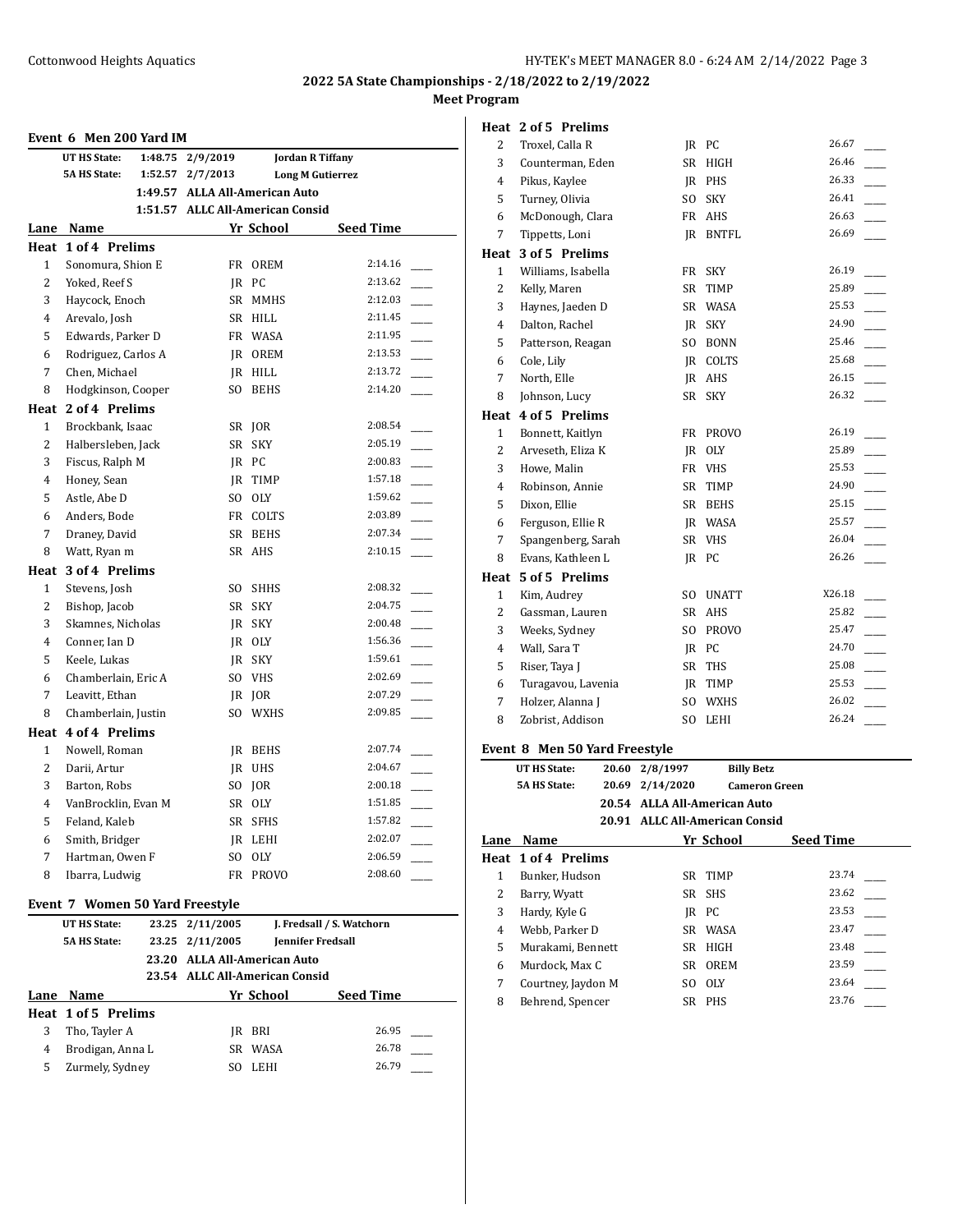### Event 6 Men 200 Yard IM

| | | | |
|---|---|---|---|
| UT HS State: | 1:48.75 | 2/9/2019 | Jordan R Tiffany |
| 5A HS State: | 1:52.57 | 2/7/2013 | Long M Gutierrez |
| | 1:49.57 | ALLA All-American Auto | |
| | 1:51.57 | ALLC All-American Consid | |

| Lane | Name | Yr | School | Seed Time | |
|---|---|---|---|---|---|
| **Heat 1 of 4 Prelims** | | | | | |
| 1 | Sonomura, Shion E | FR | OREM | 2:14.16 | ____ |
| 2 | Yoked, Reef S | JR | PC | 2:13.62 | ____ |
| 3 | Haycock, Enoch | SR | MMHS | 2:12.03 | ____ |
| 4 | Arevalo, Josh | SR | HILL | 2:11.45 | ____ |
| 5 | Edwards, Parker D | FR | WASA | 2:11.95 | ____ |
| 6 | Rodriguez, Carlos A | JR | OREM | 2:13.53 | ____ |
| 7 | Chen, Michael | JR | HILL | 2:13.72 | ____ |
| 8 | Hodgkinson, Cooper | SO | BEHS | 2:14.20 | ____ |
| **Heat 2 of 4 Prelims** | | | | | |
| 1 | Brockbank, Isaac | SR | JOR | 2:08.54 | ____ |
| 2 | Halbersleben, Jack | SR | SKY | 2:05.19 | ____ |
| 3 | Fiscus, Ralph M | JR | PC | 2:00.83 | ____ |
| 4 | Honey, Sean | JR | TIMP | 1:57.18 | ____ |
| 5 | Astle, Abe D | SO | OLY | 1:59.62 | ____ |
| 6 | Anders, Bode | FR | COLTS | 2:03.89 | ____ |
| 7 | Draney, David | SR | BEHS | 2:07.34 | ____ |
| 8 | Watt, Ryan m | SR | AHS | 2:10.15 | ____ |
| **Heat 3 of 4 Prelims** | | | | | |
| 1 | Stevens, Josh | SO | SHHS | 2:08.32 | ____ |
| 2 | Bishop, Jacob | SR | SKY | 2:04.75 | ____ |
| 3 | Skamnes, Nicholas | JR | SKY | 2:00.48 | ____ |
| 4 | Conner, Ian D | JR | OLY | 1:56.36 | ____ |
| 5 | Keele, Lukas | JR | SKY | 1:59.61 | ____ |
| 6 | Chamberlain, Eric A | SO | VHS | 2:02.69 | ____ |
| 7 | Leavitt, Ethan | JR | JOR | 2:07.29 | ____ |
| 8 | Chamberlain, Justin | SO | WXHS | 2:09.85 | ____ |
| **Heat 4 of 4 Prelims** | | | | | |
| 1 | Nowell, Roman | JR | BEHS | 2:07.74 | ____ |
| 2 | Darii, Artur | JR | UHS | 2:04.67 | ____ |
| 3 | Barton, Robs | SO | JOR | 2:00.18 | ____ |
| 4 | VanBrocklin, Evan M | SR | OLY | 1:51.85 | ____ |
| 5 | Feland, Kaleb | SR | SFHS | 1:57.82 | ____ |
| 6 | Smith, Bridger | JR | LEHI | 2:02.07 | ____ |
| 7 | Hartman, Owen F | SO | OLY | 2:06.59 | ____ |
| 8 | Ibarra, Ludwig | FR | PROVO | 2:08.60 | ____ |

### Event 7 Women 50 Yard Freestyle

| | | | |
|---|---|---|---|
| UT HS State: | 23.25 | 2/11/2005 | J. Fredsall / S. Watchorn |
| 5A HS State: | 23.25 | 2/11/2005 | Jennifer Fredsall |
| | 23.20 | ALLA All-American Auto | |
| | 23.54 | ALLC All-American Consid | |

| Lane | Name | Yr | School | Seed Time | |
|---|---|---|---|---|---|
| **Heat 1 of 5 Prelims** | | | | | |
| 3 | Tho, Tayler A | JR | BRI | 26.95 | ____ |
| 4 | Brodigan, Anna L | SR | WASA | 26.78 | ____ |
| 5 | Zurmely, Sydney | SO | LEHI | 26.79 | ____ |
| **Heat 2 of 5 Prelims** | | | | | |
| 2 | Troxel, Calla R | JR | PC | 26.67 | ____ |
| 3 | Counterman, Eden | SR | HIGH | 26.46 | ____ |
| 4 | Pikus, Kaylee | JR | PHS | 26.33 | ____ |
| 5 | Turney, Olivia | SO | SKY | 26.41 | ____ |
| 6 | McDonough, Clara | FR | AHS | 26.63 | ____ |
| 7 | Tippetts, Loni | JR | BNTFL | 26.69 | ____ |
| **Heat 3 of 5 Prelims** | | | | | |
| 1 | Williams, Isabella | FR | SKY | 26.19 | ____ |
| 2 | Kelly, Maren | SR | TIMP | 25.89 | ____ |
| 3 | Haynes, Jaeden D | SR | WASA | 25.53 | ____ |
| 4 | Dalton, Rachel | JR | SKY | 24.90 | ____ |
| 5 | Patterson, Reagan | SO | BONN | 25.46 | ____ |
| 6 | Cole, Lily | JR | COLTS | 25.68 | ____ |
| 7 | North, Elle | JR | AHS | 26.15 | ____ |
| 8 | Johnson, Lucy | SR | SKY | 26.32 | ____ |
| **Heat 4 of 5 Prelims** | | | | | |
| 1 | Bonnett, Kaitlyn | FR | PROVO | 26.19 | ____ |
| 2 | Arveseth, Eliza K | JR | OLY | 25.89 | ____ |
| 3 | Howe, Malin | FR | VHS | 25.53 | ____ |
| 4 | Robinson, Annie | SR | TIMP | 24.90 | ____ |
| 5 | Dixon, Ellie | SR | BEHS | 25.15 | ____ |
| 6 | Ferguson, Ellie R | JR | WASA | 25.57 | ____ |
| 7 | Spangenberg, Sarah | SR | VHS | 26.04 | ____ |
| 8 | Evans, Kathleen L | JR | PC | 26.26 | ____ |
| **Heat 5 of 5 Prelims** | | | | | |
| 1 | Kim, Audrey | SO | UNATT | X26.18 | ____ |
| 2 | Gassman, Lauren | SR | AHS | 25.82 | ____ |
| 3 | Weeks, Sydney | SO | PROVO | 25.47 | ____ |
| 4 | Wall, Sara T | JR | PC | 24.70 | ____ |
| 5 | Riser, Taya J | SR | THS | 25.08 | ____ |
| 6 | Turagavou, Lavenia | JR | TIMP | 25.53 | ____ |
| 7 | Holzer, Alanna J | SO | WXHS | 26.02 | ____ |
| 8 | Zobrist, Addison | SO | LEHI | 26.24 | ____ |

### Event 8 Men 50 Yard Freestyle

| | | | |
|---|---|---|---|
| UT HS State: | 20.60 | 2/8/1997 | Billy Betz |
| 5A HS State: | 20.69 | 2/14/2020 | Cameron Green |
| | 20.54 | ALLA All-American Auto | |
| | 20.91 | ALLC All-American Consid | |

| Lane | Name | Yr | School | Seed Time | |
|---|---|---|---|---|---|
| **Heat 1 of 4 Prelims** | | | | | |
| 1 | Bunker, Hudson | SR | TIMP | 23.74 | ____ |
| 2 | Barry, Wyatt | SR | SHS | 23.62 | ____ |
| 3 | Hardy, Kyle G | JR | PC | 23.53 | ____ |
| 4 | Webb, Parker D | SR | WASA | 23.47 | ____ |
| 5 | Murakami, Bennett | SR | HIGH | 23.48 | ____ |
| 6 | Murdock, Max C | SR | OREM | 23.59 | ____ |
| 7 | Courtney, Jaydon M | SO | OLY | 23.64 | ____ |
| 8 | Behrend, Spencer | SR | PHS | 23.76 | ____ |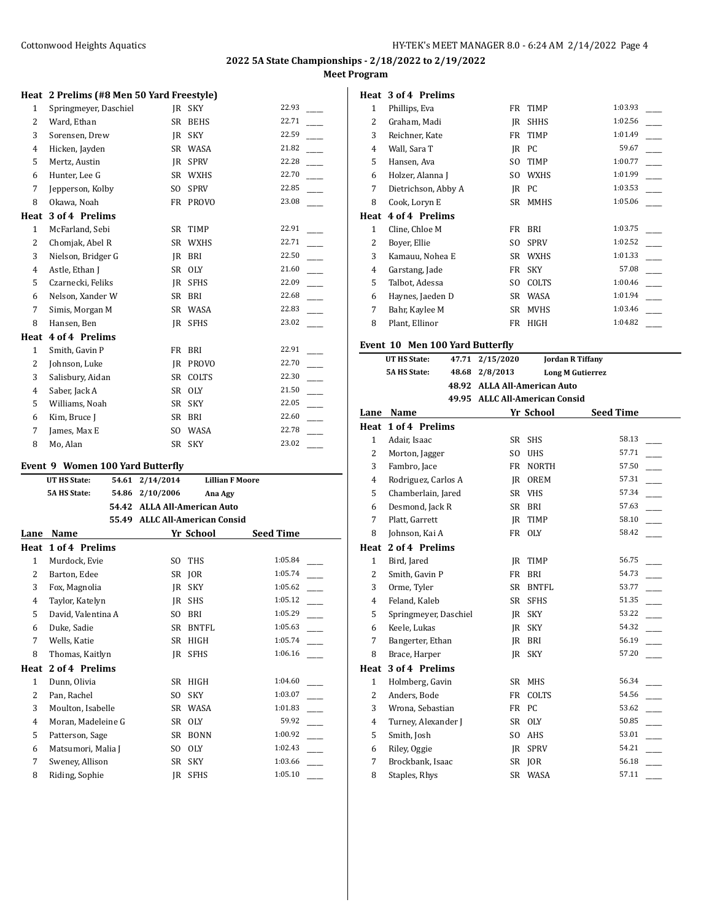## 2022 5A State Championships - 2/18/2022 to 2/19/2022

### Meet Program

**Heat 2 Prelims (#8 Men 50 Yard Freestyle)**

| Lane | Name | Yr | School | Seed Time |
|---|---|---|---|---|
| 1 | Springmeyer, Daschiel | JR | SKY | 22.93 |
| 2 | Ward, Ethan | SR | BEHS | 22.71 |
| 3 | Sorensen, Drew | JR | SKY | 22.59 |
| 4 | Hicken, Jayden | SR | WASA | 21.82 |
| 5 | Mertz, Austin | JR | SPRV | 22.28 |
| 6 | Hunter, Lee G | SR | WXHS | 22.70 |
| 7 | Jepperson, Kolby | SO | SPRV | 22.85 |
| 8 | Okawa, Noah | FR | PROVO | 23.08 |

**Heat 3 of 4 Prelims**

| Lane | Name | Yr | School | Seed Time |
|---|---|---|---|---|
| 1 | McFarland, Sebi | SR | TIMP | 22.91 |
| 2 | Chomjak, Abel R | SR | WXHS | 22.71 |
| 3 | Nielson, Bridger G | JR | BRI | 22.50 |
| 4 | Astle, Ethan J | SR | OLY | 21.60 |
| 5 | Czarnecki, Feliks | JR | SFHS | 22.09 |
| 6 | Nelson, Xander W | SR | BRI | 22.68 |
| 7 | Simis, Morgan M | SR | WASA | 22.83 |
| 8 | Hansen, Ben | JR | SFHS | 23.02 |

**Heat 4 of 4 Prelims**

| Lane | Name | Yr | School | Seed Time |
|---|---|---|---|---|
| 1 | Smith, Gavin P | FR | BRI | 22.91 |
| 2 | Johnson, Luke | JR | PROVO | 22.70 |
| 3 | Salisbury, Aidan | SR | COLTS | 22.30 |
| 4 | Saber, Jack A | SR | OLY | 21.50 |
| 5 | Williams, Noah | SR | SKY | 22.05 |
| 6 | Kim, Bruce J | SR | BRI | 22.60 |
| 7 | James, Max E | SO | WASA | 22.78 |
| 8 | Mo, Alan | SR | SKY | 23.02 |

### Event 9 Women 100 Yard Butterfly

| | | | |
|---|---|---|---|
| UT HS State: | 54.61 | 2/14/2014 | Lillian F Moore |
| 5A HS State: | 54.86 | 2/10/2006 | Ana Agy |
| | 54.42 | ALLA All-American Auto | |
| | 55.49 | ALLC All-American Consid | |

**Heat 1 of 4 Prelims**

| Lane | Name | Yr | School | Seed Time |
|---|---|---|---|---|
| 1 | Murdock, Evie | SO | THS | 1:05.84 |
| 2 | Barton, Edee | SR | JOR | 1:05.74 |
| 3 | Fox, Magnolia | JR | SKY | 1:05.62 |
| 4 | Taylor, Katelyn | JR | SHS | 1:05.12 |
| 5 | David, Valentina A | SO | BRI | 1:05.29 |
| 6 | Duke, Sadie | SR | BNTFL | 1:05.63 |
| 7 | Wells, Katie | SR | HIGH | 1:05.74 |
| 8 | Thomas, Kaitlyn | JR | SFHS | 1:06.16 |

**Heat 2 of 4 Prelims**

| Lane | Name | Yr | School | Seed Time |
|---|---|---|---|---|
| 1 | Dunn, Olivia | SR | HIGH | 1:04.60 |
| 2 | Pan, Rachel | SO | SKY | 1:03.07 |
| 3 | Moulton, Isabelle | SR | WASA | 1:01.83 |
| 4 | Moran, Madeleine G | SR | OLY | 59.92 |
| 5 | Patterson, Sage | SR | BONN | 1:00.92 |
| 6 | Matsumori, Malia J | SO | OLY | 1:02.43 |
| 7 | Sweney, Allison | SR | SKY | 1:03.66 |
| 8 | Riding, Sophie | JR | SFHS | 1:05.10 |

**Heat 3 of 4 Prelims**

| Lane | Name | Yr | School | Seed Time |
|---|---|---|---|---|
| 1 | Phillips, Eva | FR | TIMP | 1:03.93 |
| 2 | Graham, Madi | JR | SHHS | 1:02.56 |
| 3 | Reichner, Kate | FR | TIMP | 1:01.49 |
| 4 | Wall, Sara T | JR | PC | 59.67 |
| 5 | Hansen, Ava | SO | TIMP | 1:00.77 |
| 6 | Holzer, Alanna J | SO | WXHS | 1:01.99 |
| 7 | Dietrichson, Abby A | JR | PC | 1:03.53 |
| 8 | Cook, Loryn E | SR | MMHS | 1:05.06 |

**Heat 4 of 4 Prelims**

| Lane | Name | Yr | School | Seed Time |
|---|---|---|---|---|
| 1 | Cline, Chloe M | FR | BRI | 1:03.75 |
| 2 | Boyer, Ellie | SO | SPRV | 1:02.52 |
| 3 | Kamauu, Nohea E | SR | WXHS | 1:01.33 |
| 4 | Garstang, Jade | FR | SKY | 57.08 |
| 5 | Talbot, Adessa | SO | COLTS | 1:00.46 |
| 6 | Haynes, Jaeden D | SR | WASA | 1:01.94 |
| 7 | Bahr, Kaylee M | SR | MVHS | 1:03.46 |
| 8 | Plant, Ellinor | FR | HIGH | 1:04.82 |

### Event 10 Men 100 Yard Butterfly

| | | | |
|---|---|---|---|
| UT HS State: | 47.71 | 2/15/2020 | Jordan R Tiffany |
| 5A HS State: | 48.68 | 2/8/2013 | Long M Gutierrez |
| | 48.92 | ALLA All-American Auto | |
| | 49.95 | ALLC All-American Consid | |

**Heat 1 of 4 Prelims**

| Lane | Name | Yr | School | Seed Time |
|---|---|---|---|---|
| 1 | Adair, Isaac | SR | SHS | 58.13 |
| 2 | Morton, Jagger | SO | UHS | 57.71 |
| 3 | Fambro, Jace | FR | NORTH | 57.50 |
| 4 | Rodriguez, Carlos A | JR | OREM | 57.31 |
| 5 | Chamberlain, Jared | SR | VHS | 57.34 |
| 6 | Desmond, Jack R | SR | BRI | 57.63 |
| 7 | Platt, Garrett | JR | TIMP | 58.10 |
| 8 | Johnson, Kai A | FR | OLY | 58.42 |

**Heat 2 of 4 Prelims**

| Lane | Name | Yr | School | Seed Time |
|---|---|---|---|---|
| 1 | Bird, Jared | JR | TIMP | 56.75 |
| 2 | Smith, Gavin P | FR | BRI | 54.73 |
| 3 | Orme, Tyler | SR | BNTFL | 53.77 |
| 4 | Feland, Kaleb | SR | SFHS | 51.35 |
| 5 | Springmeyer, Daschiel | JR | SKY | 53.22 |
| 6 | Keele, Lukas | JR | SKY | 54.32 |
| 7 | Bangerter, Ethan | JR | BRI | 56.19 |
| 8 | Brace, Harper | JR | SKY | 57.20 |

**Heat 3 of 4 Prelims**

| Lane | Name | Yr | School | Seed Time |
|---|---|---|---|---|
| 1 | Holmberg, Gavin | SR | MHS | 56.34 |
| 2 | Anders, Bode | FR | COLTS | 54.56 |
| 3 | Wrona, Sebastian | FR | PC | 53.62 |
| 4 | Turney, Alexander J | SR | OLY | 50.85 |
| 5 | Smith, Josh | SO | AHS | 53.01 |
| 6 | Riley, Oggie | JR | SPRV | 54.21 |
| 7 | Brockbank, Isaac | SR | JOR | 56.18 |
| 8 | Staples, Rhys | SR | WASA | 57.11 |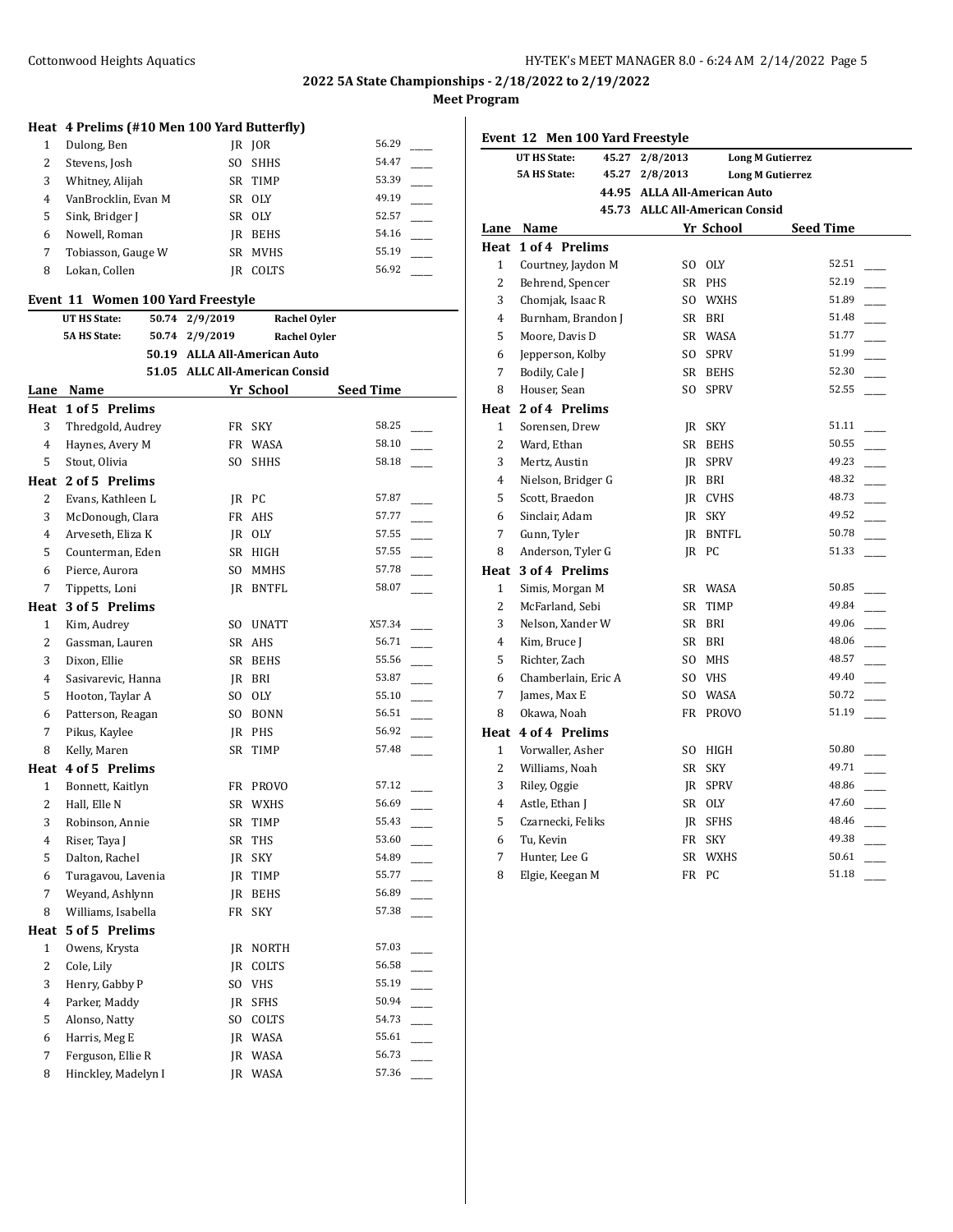## 2022 5A State Championships - 2/18/2022 to 2/19/2022

### Meet Program

#### Heat 4 Prelims (#10 Men 100 Yard Butterfly)

| Lane | Name | Yr | School | Seed Time | |
|---|---|---|---|---|---|
| 1 | Dulong, Ben | JR | JOR | 56.29 | ____ |
| 2 | Stevens, Josh | SO | SHHS | 54.47 | ____ |
| 3 | Whitney, Alijah | SR | TIMP | 53.39 | ____ |
| 4 | VanBrocklin, Evan M | SR | OLY | 49.19 | ____ |
| 5 | Sink, Bridger J | SR | OLY | 52.57 | ____ |
| 6 | Nowell, Roman | JR | BEHS | 54.16 | ____ |
| 7 | Tobiasson, Gauge W | SR | MVHS | 55.19 | ____ |
| 8 | Lokan, Collen | JR | COLTS | 56.92 | ____ |

### Event 11 Women 100 Yard Freestyle

| | | | |
|---|---|---|---|
| UT HS State: | 50.74 | 2/9/2019 | Rachel Oyler |
| 5A HS State: | 50.74 | 2/9/2019 | Rachel Oyler |
| | 50.19 | ALLA All-American Auto | |
| | 51.05 | ALLC All-American Consid | |

| Lane | Name | Yr | School | Seed Time | |
|---|---|---|---|---|---|
| **Heat 1 of 5 Prelims** | | | | | |
| 3 | Thredgold, Audrey | FR | SKY | 58.25 | ____ |
| 4 | Haynes, Avery M | FR | WASA | 58.10 | ____ |
| 5 | Stout, Olivia | SO | SHHS | 58.18 | ____ |
| **Heat 2 of 5 Prelims** | | | | | |
| 2 | Evans, Kathleen L | JR | PC | 57.87 | ____ |
| 3 | McDonough, Clara | FR | AHS | 57.77 | ____ |
| 4 | Arveseth, Eliza K | JR | OLY | 57.55 | ____ |
| 5 | Counterman, Eden | SR | HIGH | 57.55 | ____ |
| 6 | Pierce, Aurora | SO | MMHS | 57.78 | ____ |
| 7 | Tippetts, Loni | JR | BNTFL | 58.07 | ____ |
| **Heat 3 of 5 Prelims** | | | | | |
| 1 | Kim, Audrey | SO | UNATT | X57.34 | ____ |
| 2 | Gassman, Lauren | SR | AHS | 56.71 | ____ |
| 3 | Dixon, Ellie | SR | BEHS | 55.56 | ____ |
| 4 | Sasivarevic, Hanna | JR | BRI | 53.87 | ____ |
| 5 | Hooton, Taylar A | SO | OLY | 55.10 | ____ |
| 6 | Patterson, Reagan | SO | BONN | 56.51 | ____ |
| 7 | Pikus, Kaylee | JR | PHS | 56.92 | ____ |
| 8 | Kelly, Maren | SR | TIMP | 57.48 | ____ |
| **Heat 4 of 5 Prelims** | | | | | |
| 1 | Bonnett, Kaitlyn | FR | PROVO | 57.12 | ____ |
| 2 | Hall, Elle N | SR | WXHS | 56.69 | ____ |
| 3 | Robinson, Annie | SR | TIMP | 55.43 | ____ |
| 4 | Riser, Taya J | SR | THS | 53.60 | ____ |
| 5 | Dalton, Rachel | JR | SKY | 54.89 | ____ |
| 6 | Turagavou, Lavenia | JR | TIMP | 55.77 | ____ |
| 7 | Weyand, Ashlynn | JR | BEHS | 56.89 | ____ |
| 8 | Williams, Isabella | FR | SKY | 57.38 | ____ |
| **Heat 5 of 5 Prelims** | | | | | |
| 1 | Owens, Krysta | JR | NORTH | 57.03 | ____ |
| 2 | Cole, Lily | JR | COLTS | 56.58 | ____ |
| 3 | Henry, Gabby P | SO | VHS | 55.19 | ____ |
| 4 | Parker, Maddy | JR | SFHS | 50.94 | ____ |
| 5 | Alonso, Natty | SO | COLTS | 54.73 | ____ |
| 6 | Harris, Meg E | JR | WASA | 55.61 | ____ |
| 7 | Ferguson, Ellie R | JR | WASA | 56.73 | ____ |
| 8 | Hinckley, Madelyn I | JR | WASA | 57.36 | ____ |

### Event 12 Men 100 Yard Freestyle

| | | | |
|---|---|---|---|
| UT HS State: | 45.27 | 2/8/2013 | Long M Gutierrez |
| 5A HS State: | 45.27 | 2/8/2013 | Long M Gutierrez |
| | 44.95 | ALLA All-American Auto | |
| | 45.73 | ALLC All-American Consid | |

| Lane | Name | Yr | School | Seed Time | |
|---|---|---|---|---|---|
| **Heat 1 of 4 Prelims** | | | | | |
| 1 | Courtney, Jaydon M | SO | OLY | 52.51 | ____ |
| 2 | Behrend, Spencer | SR | PHS | 52.19 | ____ |
| 3 | Chomjak, Isaac R | SO | WXHS | 51.89 | ____ |
| 4 | Burnham, Brandon J | SR | BRI | 51.48 | ____ |
| 5 | Moore, Davis D | SR | WASA | 51.77 | ____ |
| 6 | Jepperson, Kolby | SO | SPRV | 51.99 | ____ |
| 7 | Bodily, Cale J | SR | BEHS | 52.30 | ____ |
| 8 | Houser, Sean | SO | SPRV | 52.55 | ____ |
| **Heat 2 of 4 Prelims** | | | | | |
| 1 | Sorensen, Drew | JR | SKY | 51.11 | ____ |
| 2 | Ward, Ethan | SR | BEHS | 50.55 | ____ |
| 3 | Mertz, Austin | JR | SPRV | 49.23 | ____ |
| 4 | Nielson, Bridger G | JR | BRI | 48.32 | ____ |
| 5 | Scott, Braedon | JR | CVHS | 48.73 | ____ |
| 6 | Sinclair, Adam | JR | SKY | 49.52 | ____ |
| 7 | Gunn, Tyler | JR | BNTFL | 50.78 | ____ |
| 8 | Anderson, Tyler G | JR | PC | 51.33 | ____ |
| **Heat 3 of 4 Prelims** | | | | | |
| 1 | Simis, Morgan M | SR | WASA | 50.85 | ____ |
| 2 | McFarland, Sebi | SR | TIMP | 49.84 | ____ |
| 3 | Nelson, Xander W | SR | BRI | 49.06 | ____ |
| 4 | Kim, Bruce J | SR | BRI | 48.06 | ____ |
| 5 | Richter, Zach | SO | MHS | 48.57 | ____ |
| 6 | Chamberlain, Eric A | SO | VHS | 49.40 | ____ |
| 7 | James, Max E | SO | WASA | 50.72 | ____ |
| 8 | Okawa, Noah | FR | PROVO | 51.19 | ____ |
| **Heat 4 of 4 Prelims** | | | | | |
| 1 | Vorwaller, Asher | SO | HIGH | 50.80 | ____ |
| 2 | Williams, Noah | SR | SKY | 49.71 | ____ |
| 3 | Riley, Oggie | JR | SPRV | 48.86 | ____ |
| 4 | Astle, Ethan J | SR | OLY | 47.60 | ____ |
| 5 | Czarnecki, Feliks | JR | SFHS | 48.46 | ____ |
| 6 | Tu, Kevin | FR | SKY | 49.38 | ____ |
| 7 | Hunter, Lee G | SR | WXHS | 50.61 | ____ |
| 8 | Elgie, Keegan M | FR | PC | 51.18 | ____ |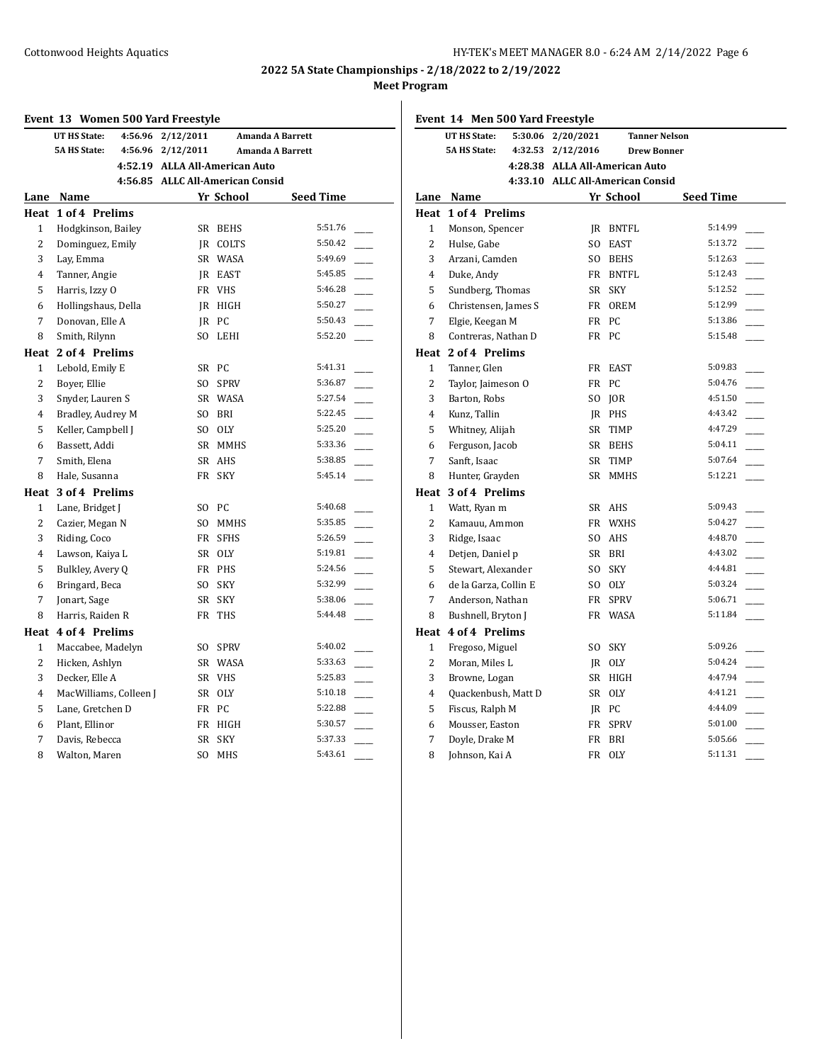## 2022 5A State Championships - 2/18/2022 to 2/19/2022

**Meet Program**

### Event 13 Women 500 Yard Freestyle

| | | | |
|---|---|---|---|
| UT HS State: | 4:56.96 | 2/12/2011 | Amanda A Barrett |
| 5A HS State: | 4:56.96 | 2/12/2011 | Amanda A Barrett |
| | 4:52.19 | ALLA All-American Auto | |
| | 4:56.85 | ALLC All-American Consid | |

| Lane | Name | Yr | School | Seed Time |
|---|---|---|---|---|
| **Heat 1 of 4 Prelims** | | | | |
| 1 | Hodgkinson, Bailey | SR | BEHS | 5:51.76 |
| 2 | Dominguez, Emily | JR | COLTS | 5:50.42 |
| 3 | Lay, Emma | SR | WASA | 5:49.69 |
| 4 | Tanner, Angie | JR | EAST | 5:45.85 |
| 5 | Harris, Izzy O | FR | VHS | 5:46.28 |
| 6 | Hollingshaus, Della | JR | HIGH | 5:50.27 |
| 7 | Donovan, Elle A | JR | PC | 5:50.43 |
| 8 | Smith, Rilynn | SO | LEHI | 5:52.20 |
| **Heat 2 of 4 Prelims** | | | | |
| 1 | Lebold, Emily E | SR | PC | 5:41.31 |
| 2 | Boyer, Ellie | SO | SPRV | 5:36.87 |
| 3 | Snyder, Lauren S | SR | WASA | 5:27.54 |
| 4 | Bradley, Audrey M | SO | BRI | 5:22.45 |
| 5 | Keller, Campbell J | SO | OLY | 5:25.20 |
| 6 | Bassett, Addi | SR | MMHS | 5:33.36 |
| 7 | Smith, Elena | SR | AHS | 5:38.85 |
| 8 | Hale, Susanna | FR | SKY | 5:45.14 |
| **Heat 3 of 4 Prelims** | | | | |
| 1 | Lane, Bridget J | SO | PC | 5:40.68 |
| 2 | Cazier, Megan N | SO | MMHS | 5:35.85 |
| 3 | Riding, Coco | FR | SFHS | 5:26.59 |
| 4 | Lawson, Kaiya L | SR | OLY | 5:19.81 |
| 5 | Bulkley, Avery Q | FR | PHS | 5:24.56 |
| 6 | Bringard, Beca | SO | SKY | 5:32.99 |
| 7 | Jonart, Sage | SR | SKY | 5:38.06 |
| 8 | Harris, Raiden R | FR | THS | 5:44.48 |
| **Heat 4 of 4 Prelims** | | | | |
| 1 | Maccabee, Madelyn | SO | SPRV | 5:40.02 |
| 2 | Hicken, Ashlyn | SR | WASA | 5:33.63 |
| 3 | Decker, Elle A | SR | VHS | 5:25.83 |
| 4 | MacWilliams, Colleen J | SR | OLY | 5:10.18 |
| 5 | Lane, Gretchen D | FR | PC | 5:22.88 |
| 6 | Plant, Ellinor | FR | HIGH | 5:30.57 |
| 7 | Davis, Rebecca | SR | SKY | 5:37.33 |
| 8 | Walton, Maren | SO | MHS | 5:43.61 |

### Event 14 Men 500 Yard Freestyle

| | | | |
|---|---|---|---|
| UT HS State: | 5:30.06 | 2/20/2021 | Tanner Nelson |
| 5A HS State: | 4:32.53 | 2/12/2016 | Drew Bonner |
| | 4:28.38 | ALLA All-American Auto | |
| | 4:33.10 | ALLC All-American Consid | |

| Lane | Name | Yr | School | Seed Time |
|---|---|---|---|---|
| **Heat 1 of 4 Prelims** | | | | |
| 1 | Monson, Spencer | JR | BNTFL | 5:14.99 |
| 2 | Hulse, Gabe | SO | EAST | 5:13.72 |
| 3 | Arzani, Camden | SO | BEHS | 5:12.63 |
| 4 | Duke, Andy | FR | BNTFL | 5:12.43 |
| 5 | Sundberg, Thomas | SR | SKY | 5:12.52 |
| 6 | Christensen, James S | FR | OREM | 5:12.99 |
| 7 | Elgie, Keegan M | FR | PC | 5:13.86 |
| 8 | Contreras, Nathan D | FR | PC | 5:15.48 |
| **Heat 2 of 4 Prelims** | | | | |
| 1 | Tanner, Glen | FR | EAST | 5:09.83 |
| 2 | Taylor, Jaimeson O | FR | PC | 5:04.76 |
| 3 | Barton, Robs | SO | JOR | 4:51.50 |
| 4 | Kunz, Tallin | JR | PHS | 4:43.42 |
| 5 | Whitney, Alijah | SR | TIMP | 4:47.29 |
| 6 | Ferguson, Jacob | SR | BEHS | 5:04.11 |
| 7 | Sanft, Isaac | SR | TIMP | 5:07.64 |
| 8 | Hunter, Grayden | SR | MMHS | 5:12.21 |
| **Heat 3 of 4 Prelims** | | | | |
| 1 | Watt, Ryan m | SR | AHS | 5:09.43 |
| 2 | Kamauu, Ammon | FR | WXHS | 5:04.27 |
| 3 | Ridge, Isaac | SO | AHS | 4:48.70 |
| 4 | Detjen, Daniel p | SR | BRI | 4:43.02 |
| 5 | Stewart, Alexander | SO | SKY | 4:44.81 |
| 6 | de la Garza, Collin E | SO | OLY | 5:03.24 |
| 7 | Anderson, Nathan | FR | SPRV | 5:06.71 |
| 8 | Bushnell, Bryton J | FR | WASA | 5:11.84 |
| **Heat 4 of 4 Prelims** | | | | |
| 1 | Fregoso, Miguel | SO | SKY | 5:09.26 |
| 2 | Moran, Miles L | JR | OLY | 5:04.24 |
| 3 | Browne, Logan | SR | HIGH | 4:47.94 |
| 4 | Quackenbush, Matt D | SR | OLY | 4:41.21 |
| 5 | Fiscus, Ralph M | JR | PC | 4:44.09 |
| 6 | Mousser, Easton | FR | SPRV | 5:01.00 |
| 7 | Doyle, Drake M | FR | BRI | 5:05.66 |
| 8 | Johnson, Kai A | FR | OLY | 5:11.31 |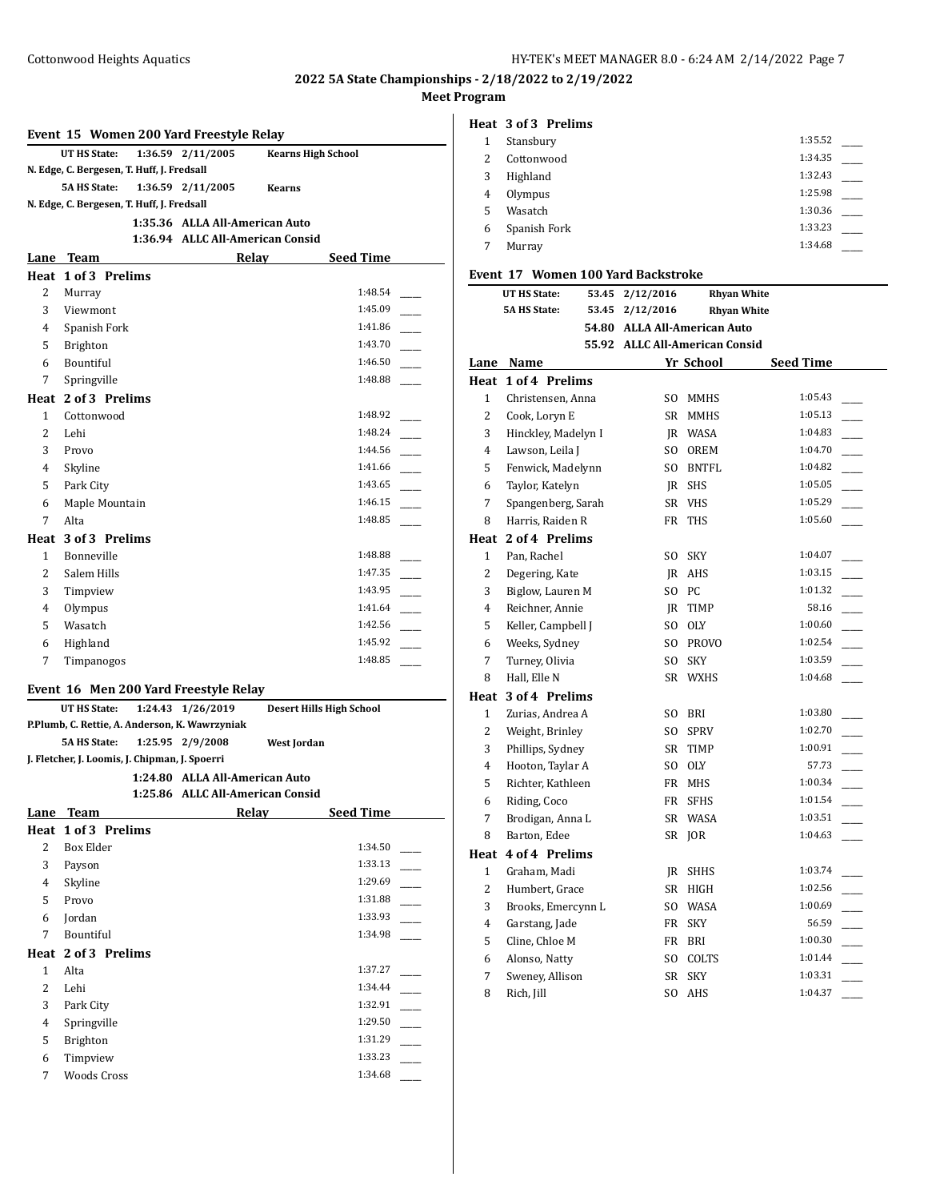## 2022 5A State Championships - 2/18/2022 to 2/19/2022

### Meet Program

### Event 15 Women 200 Yard Freestyle Relay

**UT HS State:** 1:36.59 2/11/2005 **Kearns High School**
**N. Edge, C. Bergesen, T. Huff, J. Fredsall**
**5A HS State:** 1:36.59 2/11/2005 **Kearns**
**N. Edge, C. Bergesen, T. Huff, J. Fredsall**
**1:35.36 ALLA All-American Auto**
**1:36.94 ALLC All-American Consid**

| Lane | Team | Relay | Seed Time | |
|---|---|---|---|---|
| **Heat 1 of 3 Prelims** | | | | |
| 2 | Murray | | 1:48.54 | ____ |
| 3 | Viewmont | | 1:45.09 | ____ |
| 4 | Spanish Fork | | 1:41.86 | ____ |
| 5 | Brighton | | 1:43.70 | ____ |
| 6 | Bountiful | | 1:46.50 | ____ |
| 7 | Springville | | 1:48.88 | ____ |
| **Heat 2 of 3 Prelims** | | | | |
| 1 | Cottonwood | | 1:48.92 | ____ |
| 2 | Lehi | | 1:48.24 | ____ |
| 3 | Provo | | 1:44.56 | ____ |
| 4 | Skyline | | 1:41.66 | ____ |
| 5 | Park City | | 1:43.65 | ____ |
| 6 | Maple Mountain | | 1:46.15 | ____ |
| 7 | Alta | | 1:48.85 | ____ |
| **Heat 3 of 3 Prelims** | | | | |
| 1 | Bonneville | | 1:48.88 | ____ |
| 2 | Salem Hills | | 1:47.35 | ____ |
| 3 | Timpview | | 1:43.95 | ____ |
| 4 | Olympus | | 1:41.64 | ____ |
| 5 | Wasatch | | 1:42.56 | ____ |
| 6 | Highland | | 1:45.92 | ____ |
| 7 | Timpanogos | | 1:48.85 | ____ |

### Event 16 Men 200 Yard Freestyle Relay

**UT HS State:** 1:24.43 1/26/2019 **Desert Hills High School**
**P.Plumb, C. Rettie, A. Anderson, K. Wawrzyniak**
**5A HS State:** 1:25.95 2/9/2008 **West Jordan**
**J. Fletcher, J. Loomis, J. Chipman, J. Spoerri**
**1:24.80 ALLA All-American Auto**
**1:25.86 ALLC All-American Consid**

| Lane | Team | Relay | Seed Time | |
|---|---|---|---|---|
| **Heat 1 of 3 Prelims** | | | | |
| 2 | Box Elder | | 1:34.50 | ____ |
| 3 | Payson | | 1:33.13 | ____ |
| 4 | Skyline | | 1:29.69 | ____ |
| 5 | Provo | | 1:31.88 | ____ |
| 6 | Jordan | | 1:33.93 | ____ |
| 7 | Bountiful | | 1:34.98 | ____ |
| **Heat 2 of 3 Prelims** | | | | |
| 1 | Alta | | 1:37.27 | ____ |
| 2 | Lehi | | 1:34.44 | ____ |
| 3 | Park City | | 1:32.91 | ____ |
| 4 | Springville | | 1:29.50 | ____ |
| 5 | Brighton | | 1:31.29 | ____ |
| 6 | Timpview | | 1:33.23 | ____ |
| 7 | Woods Cross | | 1:34.68 | ____ |
| **Heat 3 of 3 Prelims** | | | | |
| 1 | Stansbury | | 1:35.52 | ____ |
| 2 | Cottonwood | | 1:34.35 | ____ |
| 3 | Highland | | 1:32.43 | ____ |
| 4 | Olympus | | 1:25.98 | ____ |
| 5 | Wasatch | | 1:30.36 | ____ |
| 6 | Spanish Fork | | 1:33.23 | ____ |
| 7 | Murray | | 1:34.68 | ____ |

### Event 17 Women 100 Yard Backstroke

**UT HS State:** 53.45 2/12/2016 **Rhyan White**
**5A HS State:** 53.45 2/12/2016 **Rhyan White**
**54.80 ALLA All-American Auto**
**55.92 ALLC All-American Consid**

| Lane | Name | Yr | School | Seed Time | |
|---|---|---|---|---|---|
| **Heat 1 of 4 Prelims** | | | | | |
| 1 | Christensen, Anna | SO | MMHS | 1:05.43 | ____ |
| 2 | Cook, Loryn E | SR | MMHS | 1:05.13 | ____ |
| 3 | Hinckley, Madelyn I | JR | WASA | 1:04.83 | ____ |
| 4 | Lawson, Leila J | SO | OREM | 1:04.70 | ____ |
| 5 | Fenwick, Madelynn | SO | BNTFL | 1:04.82 | ____ |
| 6 | Taylor, Katelyn | JR | SHS | 1:05.05 | ____ |
| 7 | Spangenberg, Sarah | SR | VHS | 1:05.29 | ____ |
| 8 | Harris, Raiden R | FR | THS | 1:05.60 | ____ |
| **Heat 2 of 4 Prelims** | | | | | |
| 1 | Pan, Rachel | SO | SKY | 1:04.07 | ____ |
| 2 | Degering, Kate | JR | AHS | 1:03.15 | ____ |
| 3 | Biglow, Lauren M | SO | PC | 1:01.32 | ____ |
| 4 | Reichner, Annie | JR | TIMP | 58.16 | ____ |
| 5 | Keller, Campbell J | SO | OLY | 1:00.60 | ____ |
| 6 | Weeks, Sydney | SO | PROVO | 1:02.54 | ____ |
| 7 | Turney, Olivia | SO | SKY | 1:03.59 | ____ |
| 8 | Hall, Elle N | SR | WXHS | 1:04.68 | ____ |
| **Heat 3 of 4 Prelims** | | | | | |
| 1 | Zurias, Andrea A | SO | BRI | 1:03.80 | ____ |
| 2 | Weight, Brinley | SO | SPRV | 1:02.70 | ____ |
| 3 | Phillips, Sydney | SR | TIMP | 1:00.91 | ____ |
| 4 | Hooton, Taylar A | SO | OLY | 57.73 | ____ |
| 5 | Richter, Kathleen | FR | MHS | 1:00.34 | ____ |
| 6 | Riding, Coco | FR | SFHS | 1:01.54 | ____ |
| 7 | Brodigan, Anna L | SR | WASA | 1:03.51 | ____ |
| 8 | Barton, Edee | SR | JOR | 1:04.63 | ____ |
| **Heat 4 of 4 Prelims** | | | | | |
| 1 | Graham, Madi | JR | SHHS | 1:03.74 | ____ |
| 2 | Humbert, Grace | SR | HIGH | 1:02.56 | ____ |
| 3 | Brooks, Emercynn L | SO | WASA | 1:00.69 | ____ |
| 4 | Garstang, Jade | FR | SKY | 56.59 | ____ |
| 5 | Cline, Chloe M | FR | BRI | 1:00.30 | ____ |
| 6 | Alonso, Natty | SO | COLTS | 1:01.44 | ____ |
| 7 | Sweney, Allison | SR | SKY | 1:03.31 | ____ |
| 8 | Rich, Jill | SO | AHS | 1:04.37 | ____ |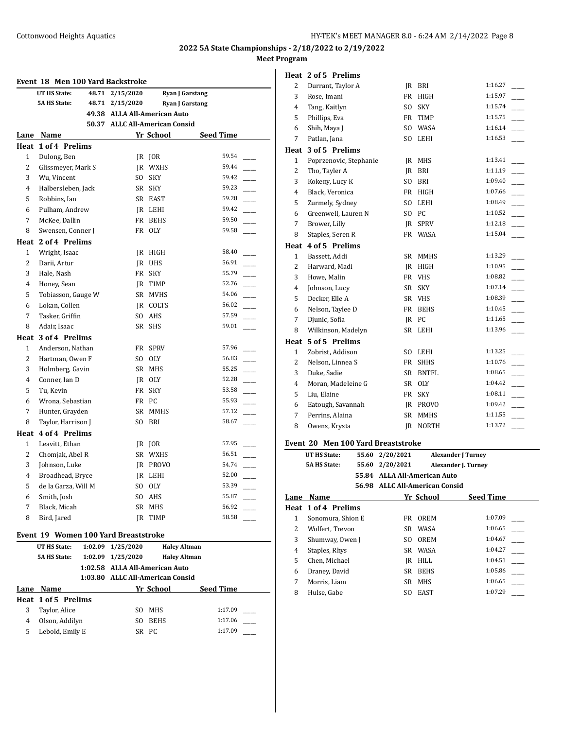**2022 5A State Championships - 2/18/2022 to 2/19/2022**

**Meet Program**

## Event 18 Men 100 Yard Backstroke

| | | | |
|---|---|---|---|
| UT HS State: | 48.71 | 2/15/2020 | Ryan J Garstang |
| 5A HS State: | 48.71 | 2/15/2020 | Ryan J Garstang |
| | 49.38 | ALLA All-American Auto | |
| | 50.37 | ALLC All-American Consid | |

| Lane | Name | Yr | School | Seed Time |
|---|---|---|---|---|
| **Heat 1 of 4 Prelims** | | | | |
| 1 | Dulong, Ben | JR | JOR | 59.54 |
| 2 | Glissmeyer, Mark S | JR | WXHS | 59.44 |
| 3 | Wu, Vincent | SO | SKY | 59.42 |
| 4 | Halbersleben, Jack | SR | SKY | 59.23 |
| 5 | Robbins, Ian | SR | EAST | 59.28 |
| 6 | Pulham, Andrew | JR | LEHI | 59.42 |
| 7 | McKee, Dallin | FR | BEHS | 59.50 |
| 8 | Swensen, Conner J | FR | OLY | 59.58 |
| **Heat 2 of 4 Prelims** | | | | |
| 1 | Wright, Isaac | JR | HIGH | 58.40 |
| 2 | Darii, Artur | JR | UHS | 56.91 |
| 3 | Hale, Nash | FR | SKY | 55.79 |
| 4 | Honey, Sean | JR | TIMP | 52.76 |
| 5 | Tobiasson, Gauge W | SR | MVHS | 54.06 |
| 6 | Lokan, Collen | JR | COLTS | 56.02 |
| 7 | Tasker, Griffin | SO | AHS | 57.59 |
| 8 | Adair, Isaac | SR | SHS | 59.01 |
| **Heat 3 of 4 Prelims** | | | | |
| 1 | Anderson, Nathan | FR | SPRV | 57.96 |
| 2 | Hartman, Owen F | SO | OLY | 56.83 |
| 3 | Holmberg, Gavin | SR | MHS | 55.25 |
| 4 | Conner, Ian D | JR | OLY | 52.28 |
| 5 | Tu, Kevin | FR | SKY | 53.58 |
| 6 | Wrona, Sebastian | FR | PC | 55.93 |
| 7 | Hunter, Grayden | SR | MMHS | 57.12 |
| 8 | Taylor, Harrison J | SO | BRI | 58.67 |
| **Heat 4 of 4 Prelims** | | | | |
| 1 | Leavitt, Ethan | JR | JOR | 57.95 |
| 2 | Chomjak, Abel R | SR | WXHS | 56.51 |
| 3 | Johnson, Luke | JR | PROVO | 54.74 |
| 4 | Broadhead, Bryce | JR | LEHI | 52.00 |
| 5 | de la Garza, Will M | SO | OLY | 53.39 |
| 6 | Smith, Josh | SO | AHS | 55.87 |
| 7 | Black, Micah | SR | MHS | 56.92 |
| 8 | Bird, Jared | JR | TIMP | 58.58 |

## Event 19 Women 100 Yard Breaststroke

| | | | |
|---|---|---|---|
| UT HS State: | 1:02.09 | 1/25/2020 | Haley Altman |
| 5A HS State: | 1:02.09 | 1/25/2020 | Haley Altman |
| | 1:02.58 | ALLA All-American Auto | |
| | 1:03.80 | ALLC All-American Consid | |

| Lane | Name | Yr | School | Seed Time |
|---|---|---|---|---|
| **Heat 1 of 5 Prelims** | | | | |
| 3 | Taylor, Alice | SO | MHS | 1:17.09 |
| 4 | Olson, Addilyn | SO | BEHS | 1:17.06 |
| 5 | Lebold, Emily E | SR | PC | 1:17.09 |
| **Heat 2 of 5 Prelims** | | | | |
| 2 | Durrant, Taylor A | JR | BRI | 1:16.27 |
| 3 | Rose, Imani | FR | HIGH | 1:15.97 |
| 4 | Tang, Kaitlyn | SO | SKY | 1:15.74 |
| 5 | Phillips, Eva | FR | TIMP | 1:15.75 |
| 6 | Shih, Maya J | SO | WASA | 1:16.14 |
| 7 | Patlan, Jana | SO | LEHI | 1:16.53 |
| **Heat 3 of 5 Prelims** | | | | |
| 1 | Poprzenovic, Stephanie | JR | MHS | 1:13.41 |
| 2 | Tho, Tayler A | JR | BRI | 1:11.19 |
| 3 | Kokeny, Lucy K | SO | BRI | 1:09.40 |
| 4 | Black, Veronica | FR | HIGH | 1:07.66 |
| 5 | Zurmely, Sydney | SO | LEHI | 1:08.49 |
| 6 | Greenwell, Lauren N | SO | PC | 1:10.52 |
| 7 | Brower, Lilly | JR | SPRV | 1:12.18 |
| 8 | Staples, Seren R | FR | WASA | 1:15.04 |
| **Heat 4 of 5 Prelims** | | | | |
| 1 | Bassett, Addi | SR | MMHS | 1:13.29 |
| 2 | Harward, Madi | JR | HIGH | 1:10.95 |
| 3 | Howe, Malin | FR | VHS | 1:08.82 |
| 4 | Johnson, Lucy | SR | SKY | 1:07.14 |
| 5 | Decker, Elle A | SR | VHS | 1:08.39 |
| 6 | Nelson, Taylee D | FR | BEHS | 1:10.45 |
| 7 | Djunic, Sofia | JR | PC | 1:11.65 |
| 8 | Wilkinson, Madelyn | SR | LEHI | 1:13.96 |
| **Heat 5 of 5 Prelims** | | | | |
| 1 | Zobrist, Addison | SO | LEHI | 1:13.25 |
| 2 | Nelson, Linnea S | FR | SHHS | 1:10.76 |
| 3 | Duke, Sadie | SR | BNTFL | 1:08.65 |
| 4 | Moran, Madeleine G | SR | OLY | 1:04.42 |
| 5 | Liu, Elaine | FR | SKY | 1:08.11 |
| 6 | Eatough, Savannah | JR | PROVO | 1:09.42 |
| 7 | Perrins, Alaina | SR | MMHS | 1:11.55 |
| 8 | Owens, Krysta | JR | NORTH | 1:13.72 |

## Event 20 Men 100 Yard Breaststroke

| | | | |
|---|---|---|---|
| UT HS State: | 55.60 | 2/20/2021 | Alexander J Turney |
| 5A HS State: | 55.60 | 2/20/2021 | Alexander J. Turney |
| | 55.84 | ALLA All-American Auto | |
| | 56.98 | ALLC All-American Consid | |

| Lane | Name | Yr | School | Seed Time |
|---|---|---|---|---|
| **Heat 1 of 4 Prelims** | | | | |
| 1 | Sonomura, Shion E | FR | OREM | 1:07.09 |
| 2 | Wolfert, Trevon | SR | WASA | 1:06.65 |
| 3 | Shumway, Owen J | SO | OREM | 1:04.67 |
| 4 | Staples, Rhys | SR | WASA | 1:04.27 |
| 5 | Chen, Michael | JR | HILL | 1:04.51 |
| 6 | Draney, David | SR | BEHS | 1:05.86 |
| 7 | Morris, Liam | SR | MHS | 1:06.65 |
| 8 | Hulse, Gabe | SO | EAST | 1:07.29 |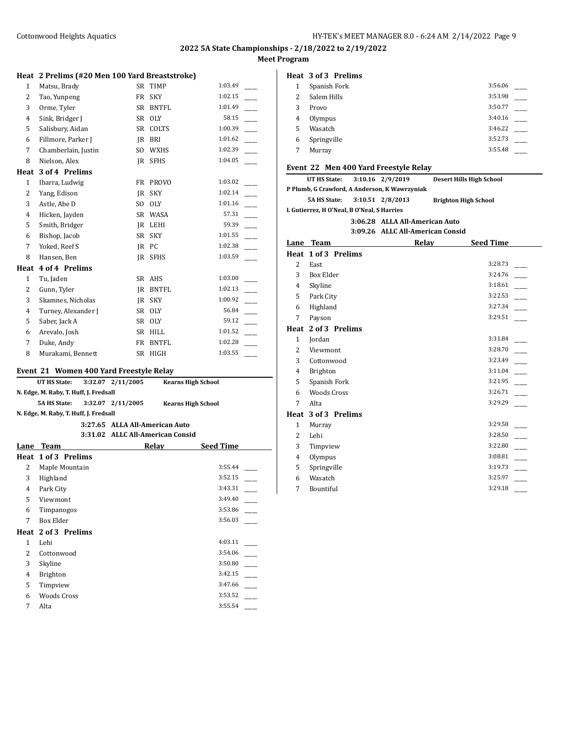## 2022 5A State Championships - 2/18/2022 to 2/19/2022

### Meet Program

**Heat 2 Prelims (#20 Men 100 Yard Breaststroke)**

| | | | | |
|---|---|---|---|---|
| 1 | Matsu, Brady | SR | TIMP | 1:03.49 |
| 2 | Tao, Yunpeng | FR | SKY | 1:02.15 |
| 3 | Orme, Tyler | SR | BNTFL | 1:01.49 |
| 4 | Sink, Bridger J | SR | OLY | 58.15 |
| 5 | Salisbury, Aidan | SR | COLTS | 1:00.39 |
| 6 | Fillmore, Parker J | JR | BRI | 1:01.62 |
| 7 | Chamberlain, Justin | SO | WXHS | 1:02.39 |
| 8 | Nielson, Alex | JR | SFHS | 1:04.05 |

**Heat 3 of 4 Prelims**

| | | | | |
|---|---|---|---|---|
| 1 | Ibarra, Ludwig | FR | PROVO | 1:03.02 |
| 2 | Yang, Edison | JR | SKY | 1:02.14 |
| 3 | Astle, Abe D | SO | OLY | 1:01.16 |
| 4 | Hicken, Jayden | SR | WASA | 57.31 |
| 5 | Smith, Bridger | JR | LEHI | 59.39 |
| 6 | Bishop, Jacob | SR | SKY | 1:01.55 |
| 7 | Yoked, Reef S | JR | PC | 1:02.38 |
| 8 | Hansen, Ben | JR | SFHS | 1:03.59 |

**Heat 4 of 4 Prelims**

| | | | | |
|---|---|---|---|---|
| 1 | Tu, Jaden | SR | AHS | 1:03.00 |
| 2 | Gunn, Tyler | JR | BNTFL | 1:02.13 |
| 3 | Skamnes, Nicholas | JR | SKY | 1:00.92 |
| 4 | Turney, Alexander J | SR | OLY | 56.84 |
| 5 | Saber, Jack A | SR | OLY | 59.12 |
| 6 | Arevalo, Josh | SR | HILL | 1:01.52 |
| 7 | Duke, Andy | FR | BNTFL | 1:02.28 |
| 8 | Murakami, Bennett | SR | HIGH | 1:03.55 |

### Event 21 Women 400 Yard Freestyle Relay

**UT HS State:** 3:32.07 2/11/2005 **Kearns High School**
N. Edge, M. Raby, T. Huff, J. Fredsall

**5A HS State:** 3:32.07 2/11/2005 **Kearns High School**
N. Edge, M. Raby, T. Huff, J. Fredsall

3:27.65 ALLA All-American Auto
3:31.02 ALLC All-American Consid

| Lane | Team | Relay | Seed Time |
|---|---|---|---|
| **Heat 1 of 3 Prelims** | | | |
| 2 | Maple Mountain | | 3:55.44 |
| 3 | Highland | | 3:52.15 |
| 4 | Park City | | 3:43.31 |
| 5 | Viewmont | | 3:49.40 |
| 6 | Timpanogos | | 3:53.86 |
| 7 | Box Elder | | 3:56.03 |
| **Heat 2 of 3 Prelims** | | | |
| 1 | Lehi | | 4:03.11 |
| 2 | Cottonwood | | 3:54.06 |
| 3 | Skyline | | 3:50.80 |
| 4 | Brighton | | 3:42.15 |
| 5 | Timpview | | 3:47.66 |
| 6 | Woods Cross | | 3:53.52 |
| 7 | Alta | | 3:55.54 |
| **Heat 3 of 3 Prelims** | | | |
| 1 | Spanish Fork | | 3:56.06 |
| 2 | Salem Hills | | 3:53.98 |
| 3 | Provo | | 3:50.77 |
| 4 | Olympus | | 3:40.16 |
| 5 | Wasatch | | 3:46.22 |
| 6 | Springville | | 3:52.73 |
| 7 | Murray | | 3:55.48 |

### Event 22 Men 400 Yard Freestyle Relay

**UT HS State:** 3:10.16 2/9/2019 **Desert Hills High School**
P Plumb, G Crawford, A Anderson, K Wawrzyniak

**5A HS State:** 3:10.51 2/8/2013 **Brighton High School**
L Gutierrez, H O'Neal, B O'Neal, S Harries

3:06.28 ALLA All-American Auto
3:09.26 ALLC All-American Consid

| Lane | Team | Relay | Seed Time |
|---|---|---|---|
| **Heat 1 of 3 Prelims** | | | |
| 2 | East | | 3:28.73 |
| 3 | Box Elder | | 3:24.76 |
| 4 | Skyline | | 3:18.61 |
| 5 | Park City | | 3:22.53 |
| 6 | Highland | | 3:27.34 |
| 7 | Payson | | 3:29.51 |
| **Heat 2 of 3 Prelims** | | | |
| 1 | Jordan | | 3:31.84 |
| 2 | Viewmont | | 3:28.70 |
| 3 | Cottonwood | | 3:23.49 |
| 4 | Brighton | | 3:11.04 |
| 5 | Spanish Fork | | 3:21.95 |
| 6 | Woods Cross | | 3:26.71 |
| 7 | Alta | | 3:29.29 |
| **Heat 3 of 3 Prelims** | | | |
| 1 | Murray | | 3:29.58 |
| 2 | Lehi | | 3:28.50 |
| 3 | Timpview | | 3:22.80 |
| 4 | Olympus | | 3:08.81 |
| 5 | Springville | | 3:19.73 |
| 6 | Wasatch | | 3:25.97 |
| 7 | Bountiful | | 3:29.18 |